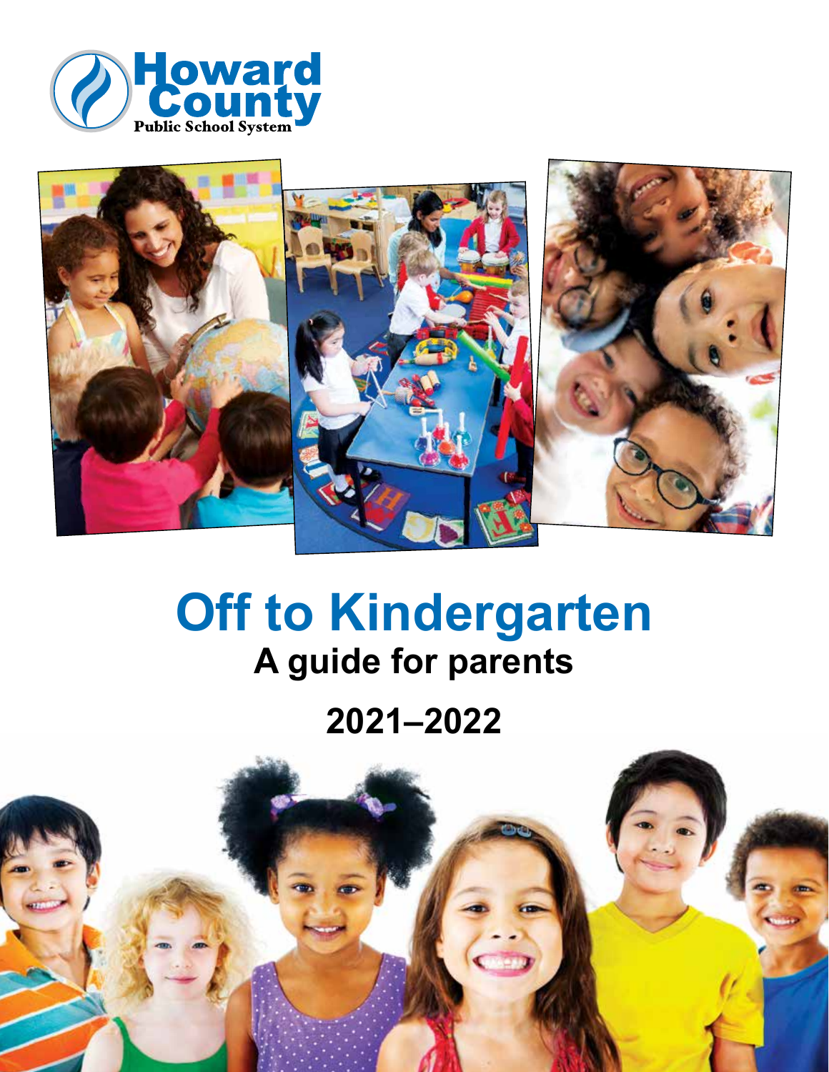Howard County Public School System

# Off to Kindergarten

## A guide for parents

## 2021–2022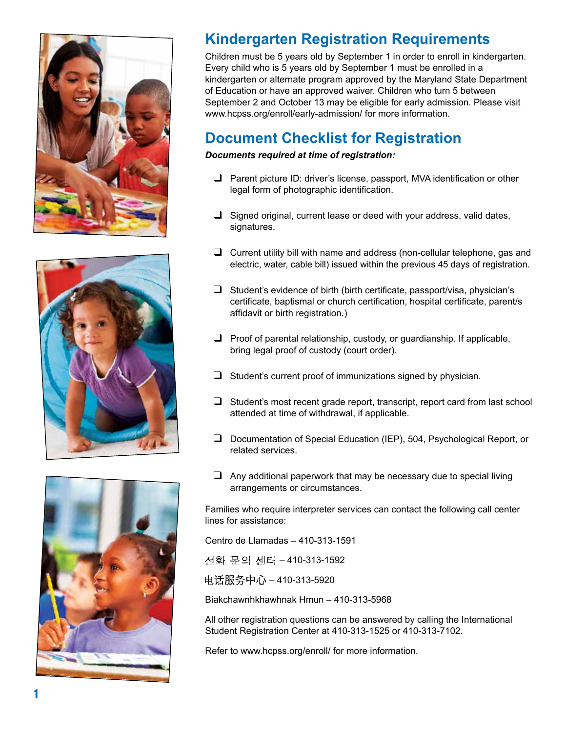## Kindergarten Registration Requirements

Children must be 5 years old by September 1 in order to enroll in kindergarten. Every child who is 5 years old by September 1 must be enrolled in a kindergarten or alternate program approved by the Maryland State Department of Education or have an approved waiver. Children who turn 5 between September 2 and October 13 may be eligible for early admission. Please visit www.hcpss.org/enroll/early-admission/ for more information.

## Document Checklist for Registration

***Documents required at time of registration:***

- ❑ Parent picture ID: driver's license, passport, MVA identification or other legal form of photographic identification.
- ❑ Signed original, current lease or deed with your address, valid dates, signatures.
- ❑ Current utility bill with name and address (non-cellular telephone, gas and electric, water, cable bill) issued within the previous 45 days of registration.
- ❑ Student's evidence of birth (birth certificate, passport/visa, physician's certificate, baptismal or church certification, hospital certificate, parent/s affidavit or birth registration.)
- ❑ Proof of parental relationship, custody, or guardianship. If applicable, bring legal proof of custody (court order).
- ❑ Student's current proof of immunizations signed by physician.
- ❑ Student's most recent grade report, transcript, report card from last school attended at time of withdrawal, if applicable.
- ❑ Documentation of Special Education (IEP), 504, Psychological Report, or related services.
- ❑ Any additional paperwork that may be necessary due to special living arrangements or circumstances.

Families who require interpreter services can contact the following call center lines for assistance:

Centro de Llamadas – 410-313-1591

전화 문의 센터 – 410-313-1592

电话服务中心 – 410-313-5920

Biakchawnhkhawhnak Hmun – 410-313-5968

All other registration questions can be answered by calling the International Student Registration Center at 410-313-1525 or 410-313-7102.

Refer to www.hcpss.org/enroll/ for more information.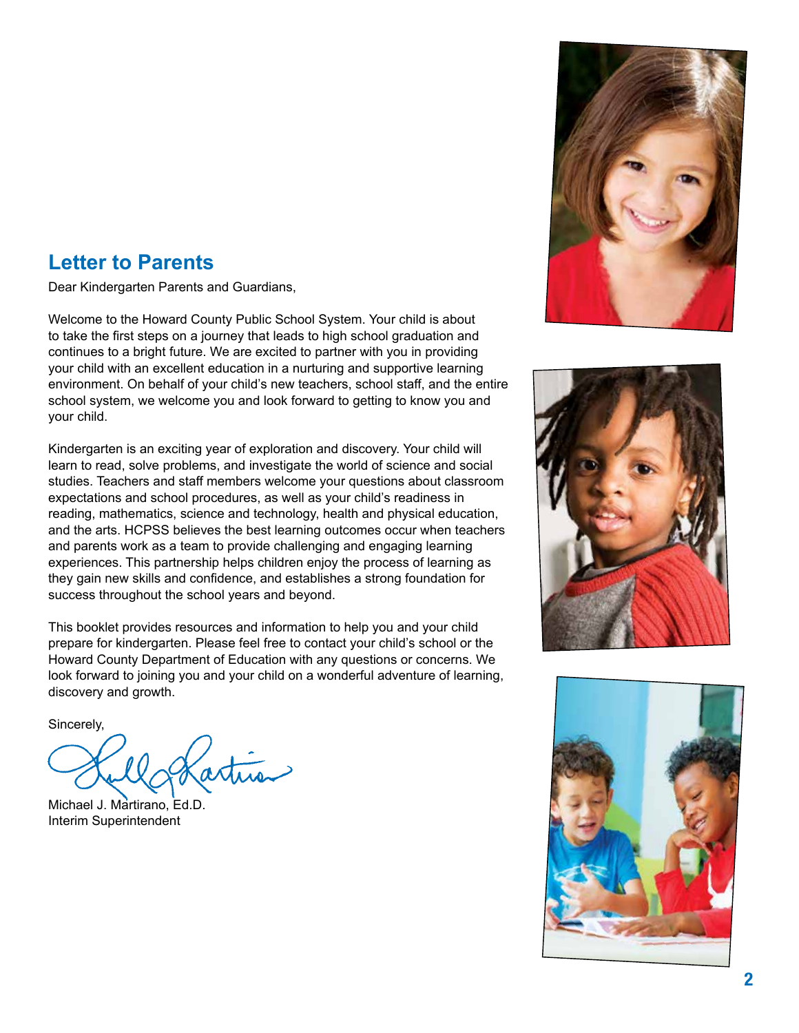## Letter to Parents

Dear Kindergarten Parents and Guardians,

Welcome to the Howard County Public School System. Your child is about to take the first steps on a journey that leads to high school graduation and continues to a bright future. We are excited to partner with you in providing your child with an excellent education in a nurturing and supportive learning environment. On behalf of your child's new teachers, school staff, and the entire school system, we welcome you and look forward to getting to know you and your child.

Kindergarten is an exciting year of exploration and discovery. Your child will learn to read, solve problems, and investigate the world of science and social studies. Teachers and staff members welcome your questions about classroom expectations and school procedures, as well as your child's readiness in reading, mathematics, science and technology, health and physical education, and the arts. HCPSS believes the best learning outcomes occur when teachers and parents work as a team to provide challenging and engaging learning experiences. This partnership helps children enjoy the process of learning as they gain new skills and confidence, and establishes a strong foundation for success throughout the school years and beyond.

This booklet provides resources and information to help you and your child prepare for kindergarten. Please feel free to contact your child's school or the Howard County Department of Education with any questions or concerns. We look forward to joining you and your child on a wonderful adventure of learning, discovery and growth.

Sincerely,

Michael J. Martirano, Ed.D.
Interim Superintendent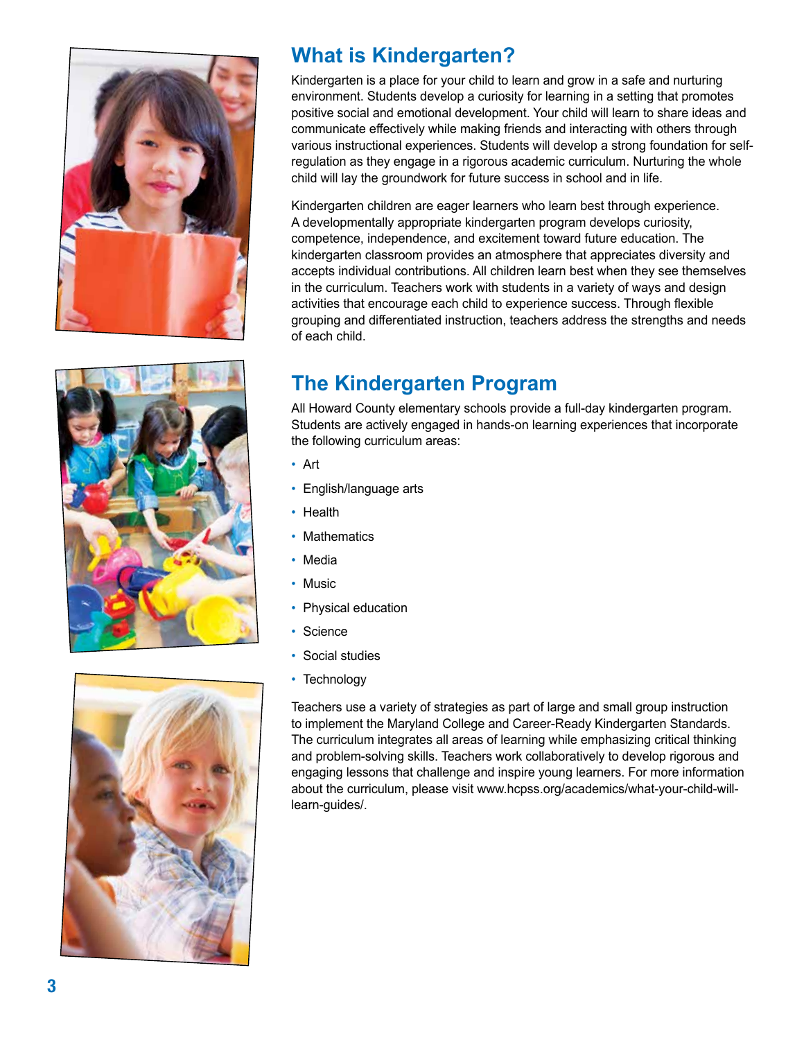## What is Kindergarten?

Kindergarten is a place for your child to learn and grow in a safe and nurturing environment. Students develop a curiosity for learning in a setting that promotes positive social and emotional development. Your child will learn to share ideas and communicate effectively while making friends and interacting with others through various instructional experiences. Students will develop a strong foundation for self-regulation as they engage in a rigorous academic curriculum. Nurturing the whole child will lay the groundwork for future success in school and in life.

Kindergarten children are eager learners who learn best through experience. A developmentally appropriate kindergarten program develops curiosity, competence, independence, and excitement toward future education. The kindergarten classroom provides an atmosphere that appreciates diversity and accepts individual contributions. All children learn best when they see themselves in the curriculum. Teachers work with students in a variety of ways and design activities that encourage each child to experience success. Through flexible grouping and differentiated instruction, teachers address the strengths and needs of each child.

## The Kindergarten Program

All Howard County elementary schools provide a full-day kindergarten program. Students are actively engaged in hands-on learning experiences that incorporate the following curriculum areas:

- Art
- English/language arts
- Health
- Mathematics
- Media
- Music
- Physical education
- Science
- Social studies
- Technology

Teachers use a variety of strategies as part of large and small group instruction to implement the Maryland College and Career-Ready Kindergarten Standards. The curriculum integrates all areas of learning while emphasizing critical thinking and problem-solving skills. Teachers work collaboratively to develop rigorous and engaging lessons that challenge and inspire young learners. For more information about the curriculum, please visit www.hcpss.org/academics/what-your-child-will-learn-guides/.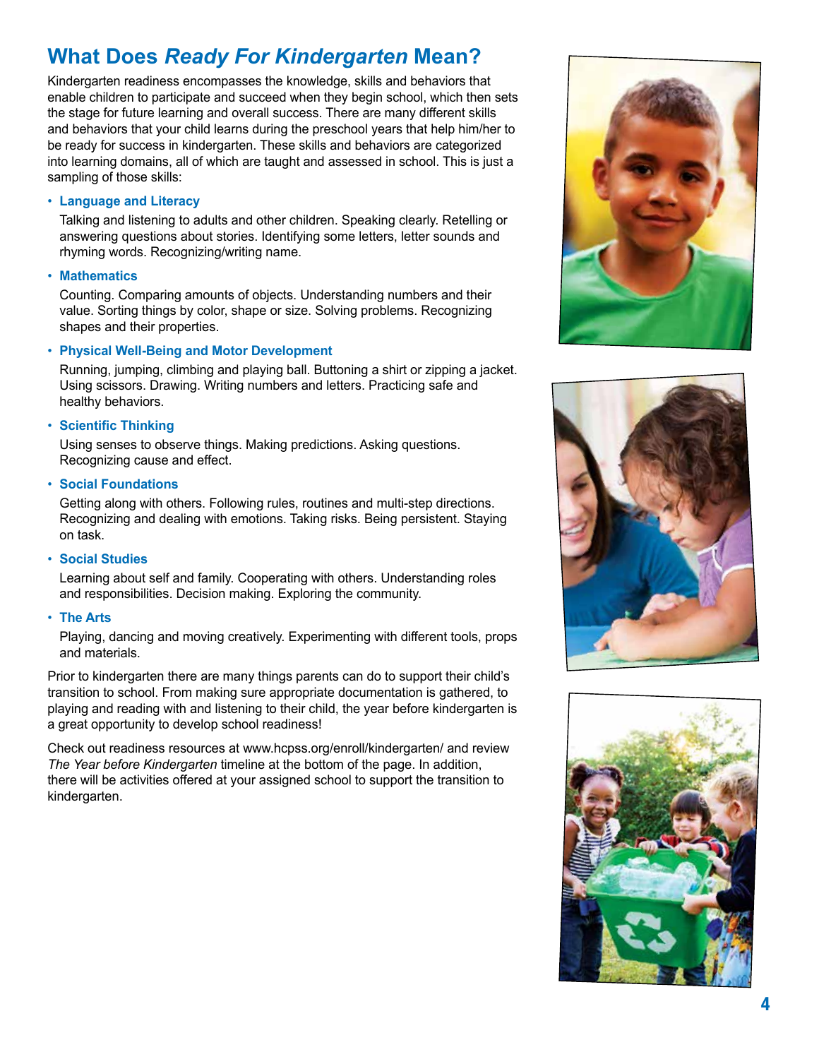## What Does *Ready For Kindergarten* Mean?

Kindergarten readiness encompasses the knowledge, skills and behaviors that enable children to participate and succeed when they begin school, which then sets the stage for future learning and overall success. There are many different skills and behaviors that your child learns during the preschool years that help him/her to be ready for success in kindergarten. These skills and behaviors are categorized into learning domains, all of which are taught and assessed in school. This is just a sampling of those skills:

- **Language and Literacy**

  Talking and listening to adults and other children. Speaking clearly. Retelling or answering questions about stories. Identifying some letters, letter sounds and rhyming words. Recognizing/writing name.

- **Mathematics**

  Counting. Comparing amounts of objects. Understanding numbers and their value. Sorting things by color, shape or size. Solving problems. Recognizing shapes and their properties.

- **Physical Well-Being and Motor Development**

  Running, jumping, climbing and playing ball. Buttoning a shirt or zipping a jacket. Using scissors. Drawing. Writing numbers and letters. Practicing safe and healthy behaviors.

- **Scientific Thinking**

  Using senses to observe things. Making predictions. Asking questions. Recognizing cause and effect.

- **Social Foundations**

  Getting along with others. Following rules, routines and multi-step directions. Recognizing and dealing with emotions. Taking risks. Being persistent. Staying on task.

- **Social Studies**

  Learning about self and family. Cooperating with others. Understanding roles and responsibilities. Decision making. Exploring the community.

- **The Arts**

  Playing, dancing and moving creatively. Experimenting with different tools, props and materials.

Prior to kindergarten there are many things parents can do to support their child's transition to school. From making sure appropriate documentation is gathered, to playing and reading with and listening to their child, the year before kindergarten is a great opportunity to develop school readiness!

Check out readiness resources at www.hcpss.org/enroll/kindergarten/ and review *The Year before Kindergarten* timeline at the bottom of the page. In addition, there will be activities offered at your assigned school to support the transition to kindergarten.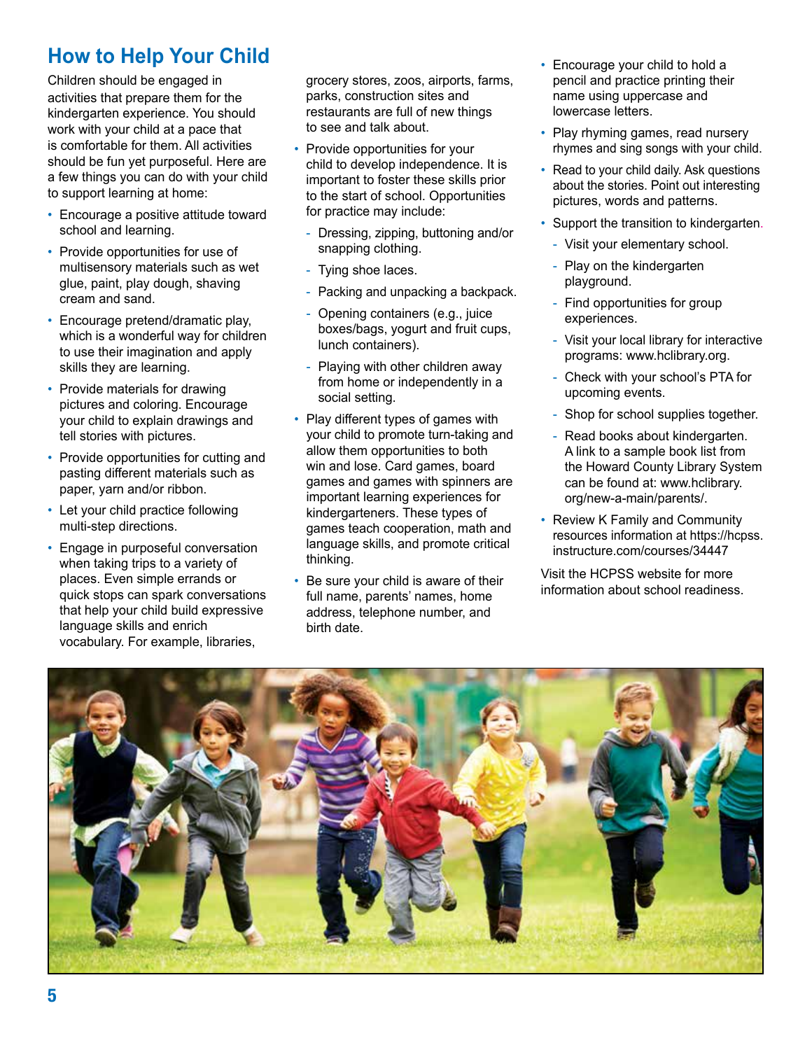## How to Help Your Child

Children should be engaged in activities that prepare them for the kindergarten experience. You should work with your child at a pace that is comfortable for them. All activities should be fun yet purposeful. Here are a few things you can do with your child to support learning at home:

- Encourage a positive attitude toward school and learning.
- Provide opportunities for use of multisensory materials such as wet glue, paint, play dough, shaving cream and sand.
- Encourage pretend/dramatic play, which is a wonderful way for children to use their imagination and apply skills they are learning.
- Provide materials for drawing pictures and coloring. Encourage your child to explain drawings and tell stories with pictures.
- Provide opportunities for cutting and pasting different materials such as paper, yarn and/or ribbon.
- Let your child practice following multi-step directions.
- Engage in purposeful conversation when taking trips to a variety of places. Even simple errands or quick stops can spark conversations that help your child build expressive language skills and enrich vocabulary. For example, libraries, grocery stores, zoos, airports, farms, parks, construction sites and restaurants are full of new things to see and talk about.
- Provide opportunities for your child to develop independence. It is important to foster these skills prior to the start of school. Opportunities for practice may include:
  - Dressing, zipping, buttoning and/or snapping clothing.
  - Tying shoe laces.
  - Packing and unpacking a backpack.
  - Opening containers (e.g., juice boxes/bags, yogurt and fruit cups, lunch containers).
  - Playing with other children away from home or independently in a social setting.
- Play different types of games with your child to promote turn-taking and allow them opportunities to both win and lose. Card games, board games and games with spinners are important learning experiences for kindergarteners. These types of games teach cooperation, math and language skills, and promote critical thinking.
- Be sure your child is aware of their full name, parents' names, home address, telephone number, and birth date.
- Encourage your child to hold a pencil and practice printing their name using uppercase and lowercase letters.
- Play rhyming games, read nursery rhymes and sing songs with your child.
- Read to your child daily. Ask questions about the stories. Point out interesting pictures, words and patterns.
- Support the transition to kindergarten.
  - Visit your elementary school.
  - Play on the kindergarten playground.
  - Find opportunities for group experiences.
  - Visit your local library for interactive programs: www.hclibrary.org.
  - Check with your school's PTA for upcoming events.
  - Shop for school supplies together.
  - Read books about kindergarten. A link to a sample book list from the Howard County Library System can be found at: www.hclibrary.org/new-a-main/parents/.
- Review K Family and Community resources information at https://hcpss.instructure.com/courses/34447

Visit the HCPSS website for more information about school readiness.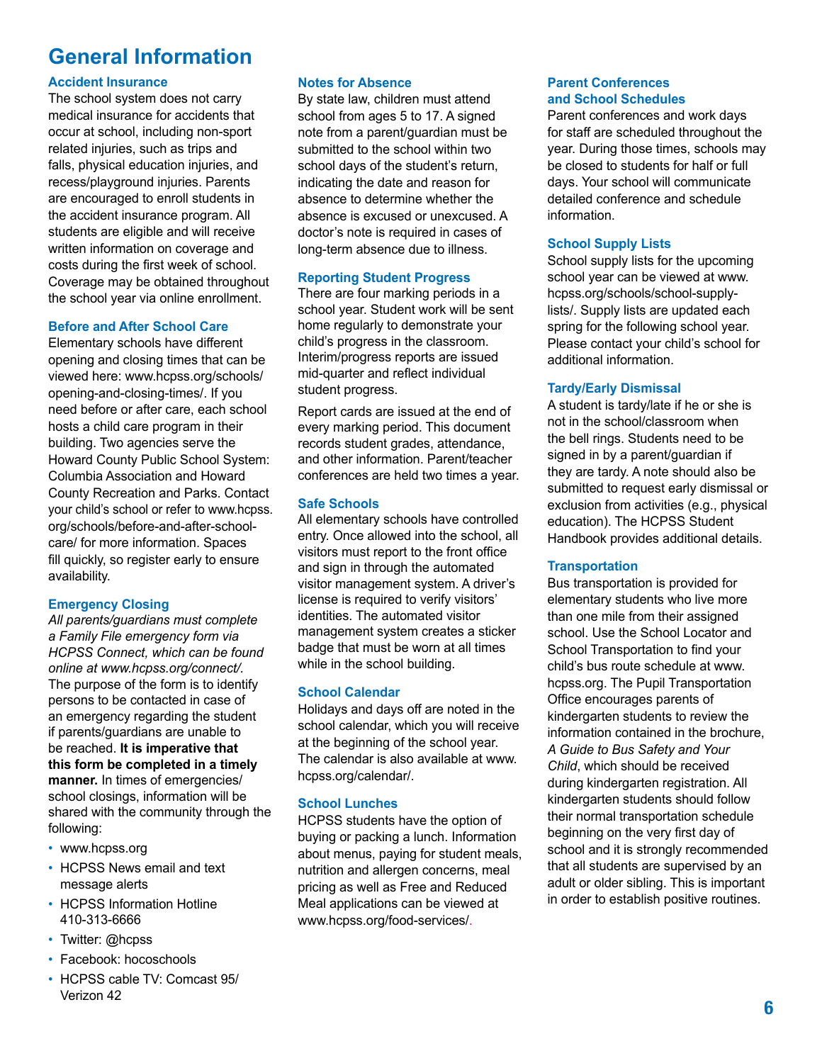# General Information

## Accident Insurance

The school system does not carry medical insurance for accidents that occur at school, including non-sport related injuries, such as trips and falls, physical education injuries, and recess/playground injuries. Parents are encouraged to enroll students in the accident insurance program. All students are eligible and will receive written information on coverage and costs during the first week of school. Coverage may be obtained throughout the school year via online enrollment.

## Before and After School Care

Elementary schools have different opening and closing times that can be viewed here: www.hcpss.org/schools/opening-and-closing-times/. If you need before or after care, each school hosts a child care program in their building. Two agencies serve the Howard County Public School System: Columbia Association and Howard County Recreation and Parks. Contact your child's school or refer to www.hcpss.org/schools/before-and-after-school-care/ for more information. Spaces fill quickly, so register early to ensure availability.

## Emergency Closing

*All parents/guardians must complete a Family File emergency form via HCPSS Connect, which can be found online at www.hcpss.org/connect/.* The purpose of the form is to identify persons to be contacted in case of an emergency regarding the student if parents/guardians are unable to be reached. **It is imperative that this form be completed in a timely manner.** In times of emergencies/school closings, information will be shared with the community through the following:

- www.hcpss.org
- HCPSS News email and text message alerts
- HCPSS Information Hotline 410-313-6666
- Twitter: @hcpss
- Facebook: hocoschools
- HCPSS cable TV: Comcast 95/Verizon 42

## Notes for Absence

By state law, children must attend school from ages 5 to 17. A signed note from a parent/guardian must be submitted to the school within two school days of the student's return, indicating the date and reason for absence to determine whether the absence is excused or unexcused. A doctor's note is required in cases of long-term absence due to illness.

## Reporting Student Progress

There are four marking periods in a school year. Student work will be sent home regularly to demonstrate your child's progress in the classroom. Interim/progress reports are issued mid-quarter and reflect individual student progress.

Report cards are issued at the end of every marking period. This document records student grades, attendance, and other information. Parent/teacher conferences are held two times a year.

## Safe Schools

All elementary schools have controlled entry. Once allowed into the school, all visitors must report to the front office and sign in through the automated visitor management system. A driver's license is required to verify visitors' identities. The automated visitor management system creates a sticker badge that must be worn at all times while in the school building.

## School Calendar

Holidays and days off are noted in the school calendar, which you will receive at the beginning of the school year. The calendar is also available at www.hcpss.org/calendar/.

## School Lunches

HCPSS students have the option of buying or packing a lunch. Information about menus, paying for student meals, nutrition and allergen concerns, meal pricing as well as Free and Reduced Meal applications can be viewed at www.hcpss.org/food-services/.

## Parent Conferences and School Schedules

Parent conferences and work days for staff are scheduled throughout the year. During those times, schools may be closed to students for half or full days. Your school will communicate detailed conference and schedule information.

## School Supply Lists

School supply lists for the upcoming school year can be viewed at www.hcpss.org/schools/school-supply-lists/. Supply lists are updated each spring for the following school year. Please contact your child's school for additional information.

## Tardy/Early Dismissal

A student is tardy/late if he or she is not in the school/classroom when the bell rings. Students need to be signed in by a parent/guardian if they are tardy. A note should also be submitted to request early dismissal or exclusion from activities (e.g., physical education). The HCPSS Student Handbook provides additional details.

## Transportation

Bus transportation is provided for elementary students who live more than one mile from their assigned school. Use the School Locator and School Transportation to find your child's bus route schedule at www.hcpss.org. The Pupil Transportation Office encourages parents of kindergarten students to review the information contained in the brochure, *A Guide to Bus Safety and Your Child*, which should be received during kindergarten registration. All kindergarten students should follow their normal transportation schedule beginning on the very first day of school and it is strongly recommended that all students are supervised by an adult or older sibling. This is important in order to establish positive routines.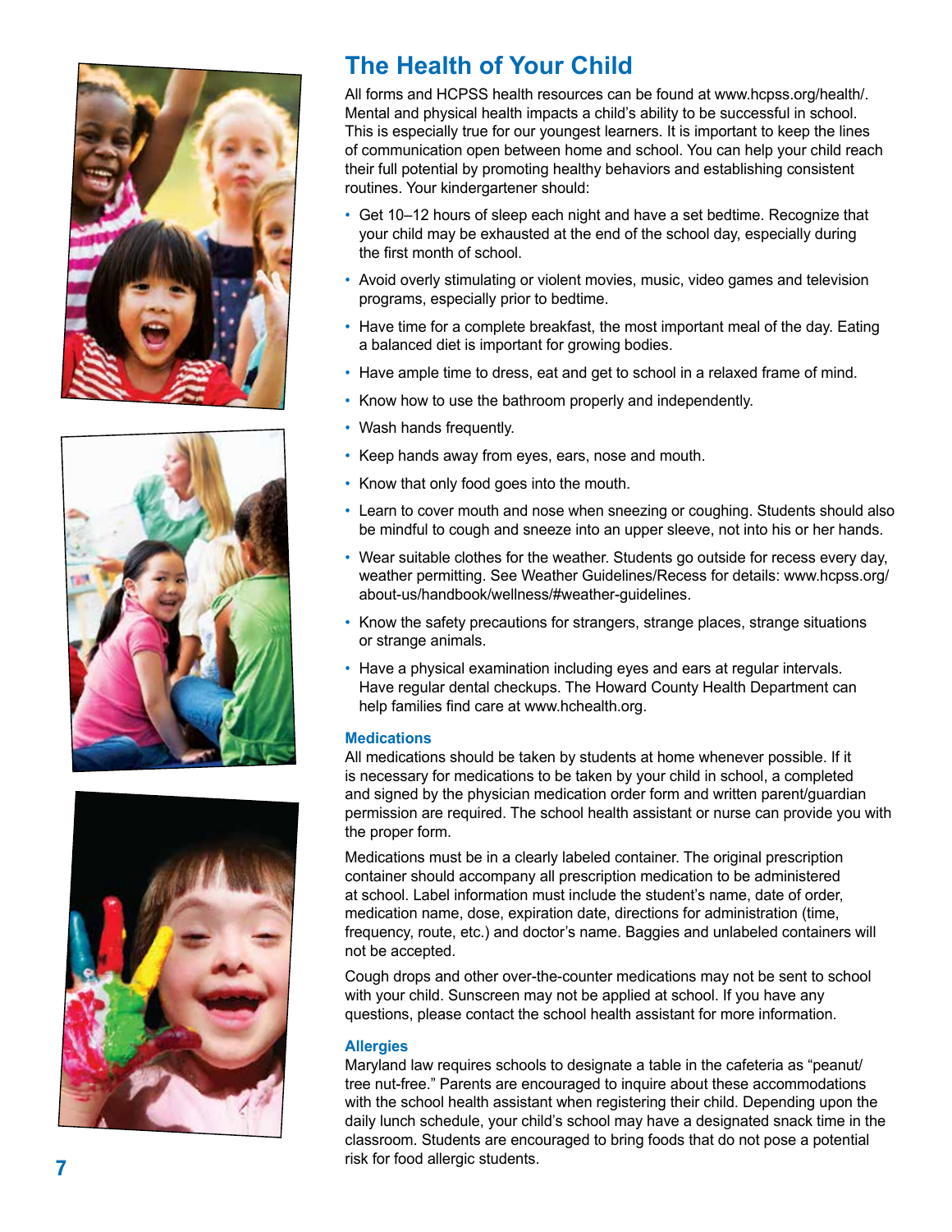## The Health of Your Child

All forms and HCPSS health resources can be found at www.hcpss.org/health/. Mental and physical health impacts a child's ability to be successful in school. This is especially true for our youngest learners. It is important to keep the lines of communication open between home and school. You can help your child reach their full potential by promoting healthy behaviors and establishing consistent routines. Your kindergartener should:

- Get 10–12 hours of sleep each night and have a set bedtime. Recognize that your child may be exhausted at the end of the school day, especially during the first month of school.
- Avoid overly stimulating or violent movies, music, video games and television programs, especially prior to bedtime.
- Have time for a complete breakfast, the most important meal of the day. Eating a balanced diet is important for growing bodies.
- Have ample time to dress, eat and get to school in a relaxed frame of mind.
- Know how to use the bathroom properly and independently.
- Wash hands frequently.
- Keep hands away from eyes, ears, nose and mouth.
- Know that only food goes into the mouth.
- Learn to cover mouth and nose when sneezing or coughing. Students should also be mindful to cough and sneeze into an upper sleeve, not into his or her hands.
- Wear suitable clothes for the weather. Students go outside for recess every day, weather permitting. See Weather Guidelines/Recess for details: www.hcpss.org/about-us/handbook/wellness/#weather-guidelines.
- Know the safety precautions for strangers, strange places, strange situations or strange animals.
- Have a physical examination including eyes and ears at regular intervals. Have regular dental checkups. The Howard County Health Department can help families find care at www.hchealth.org.

### Medications

All medications should be taken by students at home whenever possible. If it is necessary for medications to be taken by your child in school, a completed and signed by the physician medication order form and written parent/guardian permission are required. The school health assistant or nurse can provide you with the proper form.

Medications must be in a clearly labeled container. The original prescription container should accompany all prescription medication to be administered at school. Label information must include the student's name, date of order, medication name, dose, expiration date, directions for administration (time, frequency, route, etc.) and doctor's name. Baggies and unlabeled containers will not be accepted.

Cough drops and other over-the-counter medications may not be sent to school with your child. Sunscreen may not be applied at school. If you have any questions, please contact the school health assistant for more information.

### Allergies

Maryland law requires schools to designate a table in the cafeteria as "peanut/tree nut-free." Parents are encouraged to inquire about these accommodations with the school health assistant when registering their child. Depending upon the daily lunch schedule, your child's school may have a designated snack time in the classroom. Students are encouraged to bring foods that do not pose a potential risk for food allergic students.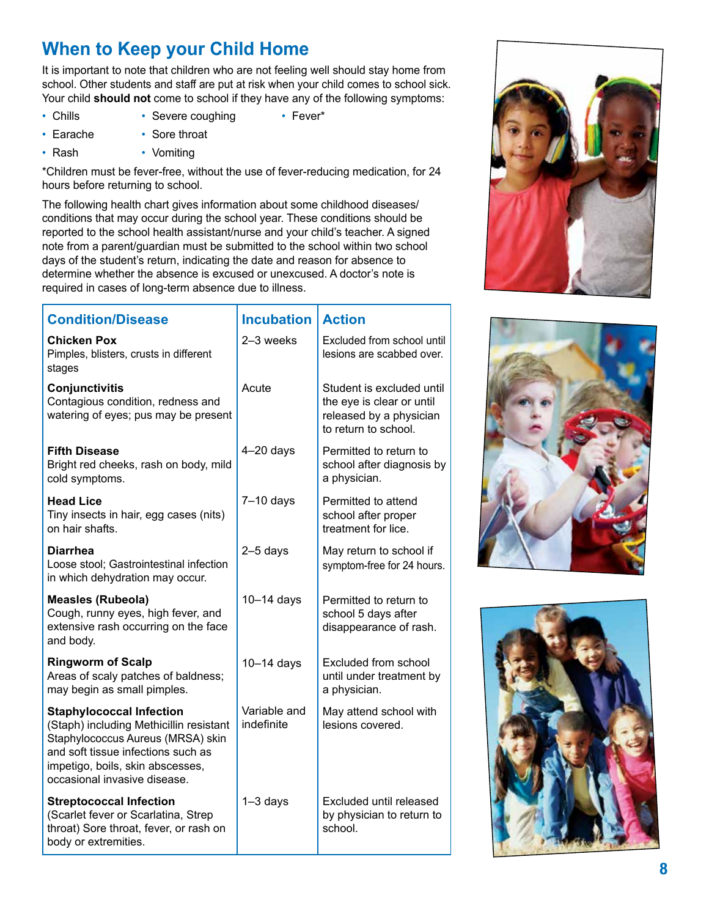## When to Keep your Child Home

It is important to note that children who are not feeling well should stay home from school. Other students and staff are put at risk when your child comes to school sick. Your child **should not** come to school if they have any of the following symptoms:

- Chills
- Earache
- Rash
- Severe coughing
- Sore throat
- Vomiting
- Fever*

*Children must be fever-free, without the use of fever-reducing medication, for 24 hours before returning to school.

The following health chart gives information about some childhood diseases/conditions that may occur during the school year. These conditions should be reported to the school health assistant/nurse and your child's teacher. A signed note from a parent/guardian must be submitted to the school within two school days of the student's return, indicating the date and reason for absence to determine whether the absence is excused or unexcused. A doctor's note is required in cases of long-term absence due to illness.

| Condition/Disease | Incubation | Action |
|---|---|---|
| **Chicken Pox**<br>Pimples, blisters, crusts in different stages | 2–3 weeks | Excluded from school until lesions are scabbed over. |
| **Conjunctivitis**<br>Contagious condition, redness and watering of eyes; pus may be present | Acute | Student is excluded until the eye is clear or until released by a physician to return to school. |
| **Fifth Disease**<br>Bright red cheeks, rash on body, mild cold symptoms. | 4–20 days | Permitted to return to school after diagnosis by a physician. |
| **Head Lice**<br>Tiny insects in hair, egg cases (nits) on hair shafts. | 7–10 days | Permitted to attend school after proper treatment for lice. |
| **Diarrhea**<br>Loose stool; Gastrointestinal infection in which dehydration may occur. | 2–5 days | May return to school if symptom-free for 24 hours. |
| **Measles (Rubeola)**<br>Cough, runny eyes, high fever, and extensive rash occurring on the face and body. | 10–14 days | Permitted to return to school 5 days after disappearance of rash. |
| **Ringworm of Scalp**<br>Areas of scaly patches of baldness; may begin as small pimples. | 10–14 days | Excluded from school until under treatment by a physician. |
| **Staphylococcal Infection**<br>(Staph) including Methicillin resistant Staphylococcus Aureus (MRSA) skin and soft tissue infections such as impetigo, boils, skin abscesses, occasional invasive disease. | Variable and indefinite | May attend school with lesions covered. |
| **Streptococcal Infection**<br>(Scarlet fever or Scarlatina, Strep throat) Sore throat, fever, or rash on body or extremities. | 1–3 days | Excluded until released by physician to return to school. |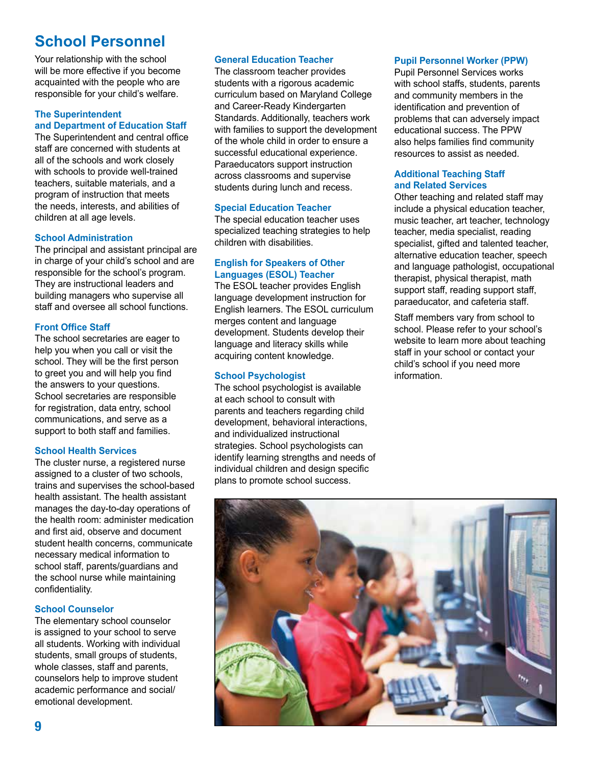# School Personnel

Your relationship with the school will be more effective if you become acquainted with the people who are responsible for your child's welfare.

### The Superintendent and Department of Education Staff

The Superintendent and central office staff are concerned with students at all of the schools and work closely with schools to provide well-trained teachers, suitable materials, and a program of instruction that meets the needs, interests, and abilities of children at all age levels.

### School Administration

The principal and assistant principal are in charge of your child's school and are responsible for the school's program. They are instructional leaders and building managers who supervise all staff and oversee all school functions.

### Front Office Staff

The school secretaries are eager to help you when you call or visit the school. They will be the first person to greet you and will help you find the answers to your questions. School secretaries are responsible for registration, data entry, school communications, and serve as a support to both staff and families.

### School Health Services

The cluster nurse, a registered nurse assigned to a cluster of two schools, trains and supervises the school-based health assistant. The health assistant manages the day-to-day operations of the health room: administer medication and first aid, observe and document student health concerns, communicate necessary medical information to school staff, parents/guardians and the school nurse while maintaining confidentiality.

### School Counselor

The elementary school counselor is assigned to your school to serve all students. Working with individual students, small groups of students, whole classes, staff and parents, counselors help to improve student academic performance and social/emotional development.

### General Education Teacher

The classroom teacher provides students with a rigorous academic curriculum based on Maryland College and Career-Ready Kindergarten Standards. Additionally, teachers work with families to support the development of the whole child in order to ensure a successful educational experience. Paraeducators support instruction across classrooms and supervise students during lunch and recess.

### Special Education Teacher

The special education teacher uses specialized teaching strategies to help children with disabilities.

### English for Speakers of Other Languages (ESOL) Teacher

The ESOL teacher provides English language development instruction for English learners. The ESOL curriculum merges content and language development. Students develop their language and literacy skills while acquiring content knowledge.

### School Psychologist

The school psychologist is available at each school to consult with parents and teachers regarding child development, behavioral interactions, and individualized instructional strategies. School psychologists can identify learning strengths and needs of individual children and design specific plans to promote school success.

### Pupil Personnel Worker (PPW)

Pupil Personnel Services works with school staffs, students, parents and community members in the identification and prevention of problems that can adversely impact educational success. The PPW also helps families find community resources to assist as needed.

### Additional Teaching Staff and Related Services

Other teaching and related staff may include a physical education teacher, music teacher, art teacher, technology teacher, media specialist, reading specialist, gifted and talented teacher, alternative education teacher, speech and language pathologist, occupational therapist, physical therapist, math support staff, reading support staff, paraeducator, and cafeteria staff.

Staff members vary from school to school. Please refer to your school's website to learn more about teaching staff in your school or contact your child's school if you need more information.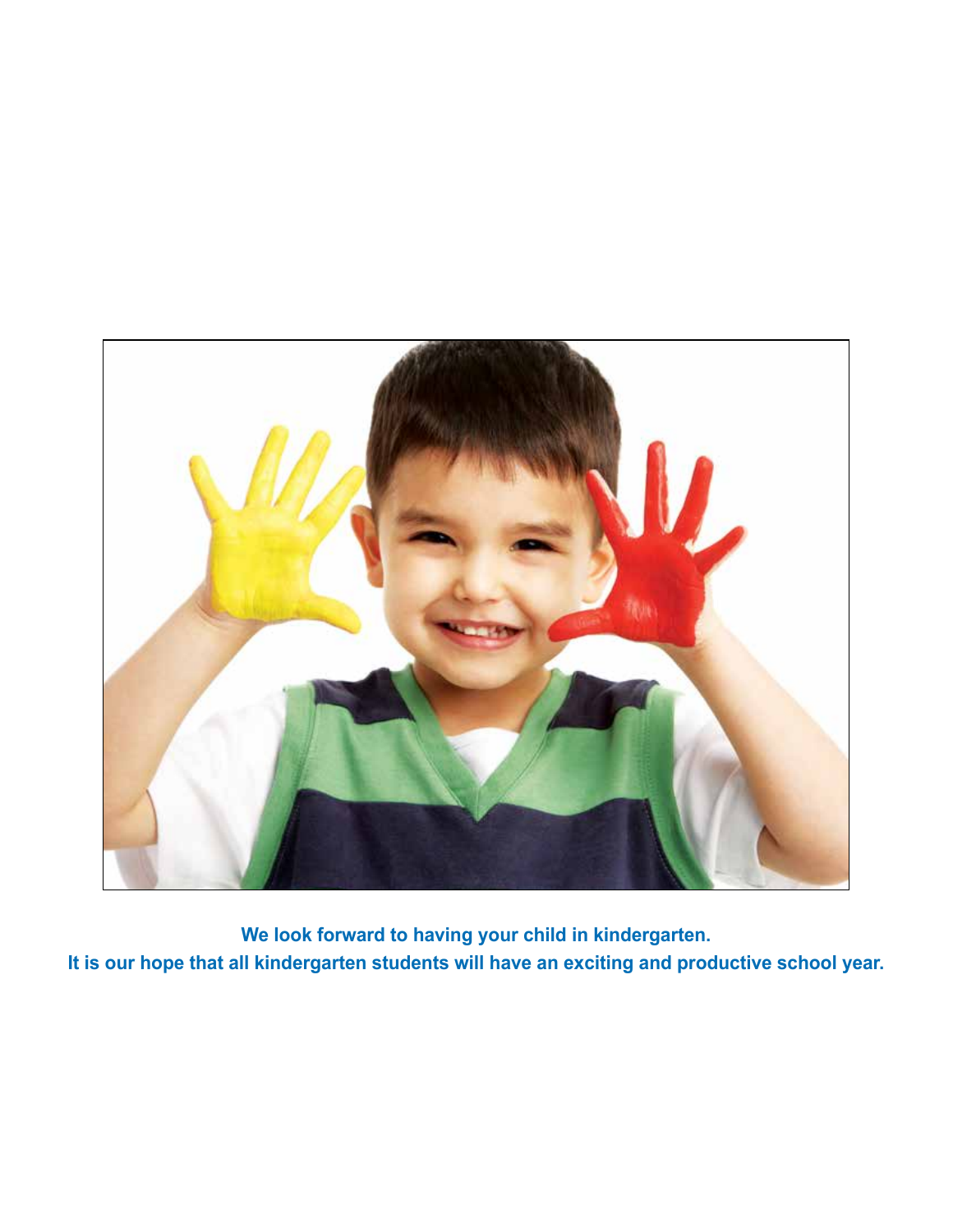**We look forward to having your child in kindergarten.**

**It is our hope that all kindergarten students will have an exciting and productive school year.**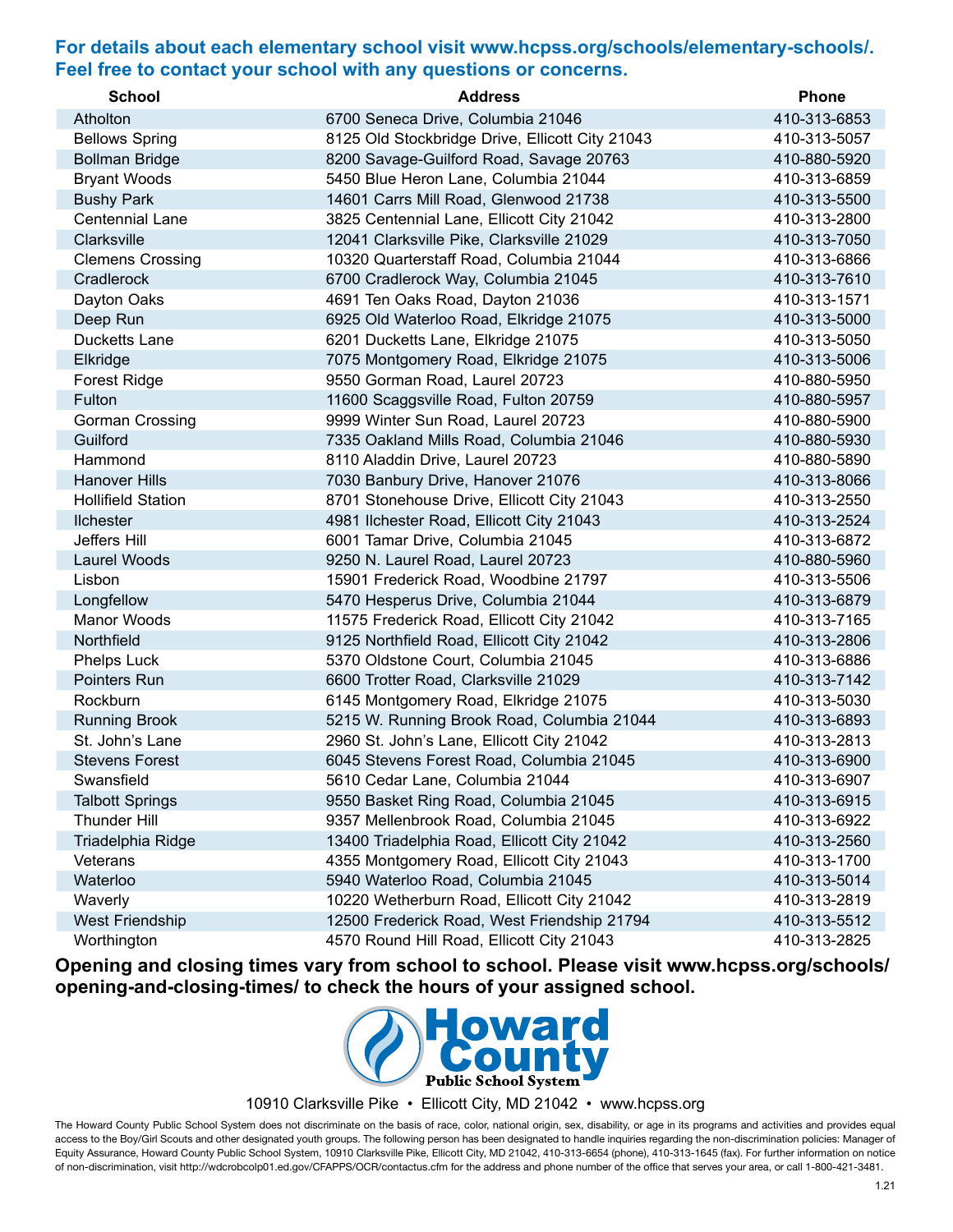**For details about each elementary school visit www.hcpss.org/schools/elementary-schools/. Feel free to contact your school with any questions or concerns.**

| School | Address | Phone |
|---|---|---|
| Atholton | 6700 Seneca Drive, Columbia 21046 | 410-313-6853 |
| Bellows Spring | 8125 Old Stockbridge Drive, Ellicott City 21043 | 410-313-5057 |
| Bollman Bridge | 8200 Savage-Guilford Road, Savage 20763 | 410-880-5920 |
| Bryant Woods | 5450 Blue Heron Lane, Columbia 21044 | 410-313-6859 |
| Bushy Park | 14601 Carrs Mill Road, Glenwood 21738 | 410-313-5500 |
| Centennial Lane | 3825 Centennial Lane, Ellicott City 21042 | 410-313-2800 |
| Clarksville | 12041 Clarksville Pike, Clarksville 21029 | 410-313-7050 |
| Clemens Crossing | 10320 Quarterstaff Road, Columbia 21044 | 410-313-6866 |
| Cradlerock | 6700 Cradlerock Way, Columbia 21045 | 410-313-7610 |
| Dayton Oaks | 4691 Ten Oaks Road, Dayton 21036 | 410-313-1571 |
| Deep Run | 6925 Old Waterloo Road, Elkridge 21075 | 410-313-5000 |
| Ducketts Lane | 6201 Ducketts Lane, Elkridge 21075 | 410-313-5050 |
| Elkridge | 7075 Montgomery Road, Elkridge 21075 | 410-313-5006 |
| Forest Ridge | 9550 Gorman Road, Laurel 20723 | 410-880-5950 |
| Fulton | 11600 Scaggsville Road, Fulton 20759 | 410-880-5957 |
| Gorman Crossing | 9999 Winter Sun Road, Laurel 20723 | 410-880-5900 |
| Guilford | 7335 Oakland Mills Road, Columbia 21046 | 410-880-5930 |
| Hammond | 8110 Aladdin Drive, Laurel 20723 | 410-880-5890 |
| Hanover Hills | 7030 Banbury Drive, Hanover 21076 | 410-313-8066 |
| Hollifield Station | 8701 Stonehouse Drive, Ellicott City 21043 | 410-313-2550 |
| Ilchester | 4981 Ilchester Road, Ellicott City 21043 | 410-313-2524 |
| Jeffers Hill | 6001 Tamar Drive, Columbia 21045 | 410-313-6872 |
| Laurel Woods | 9250 N. Laurel Road, Laurel 20723 | 410-880-5960 |
| Lisbon | 15901 Frederick Road, Woodbine 21797 | 410-313-5506 |
| Longfellow | 5470 Hesperus Drive, Columbia 21044 | 410-313-6879 |
| Manor Woods | 11575 Frederick Road, Ellicott City 21042 | 410-313-7165 |
| Northfield | 9125 Northfield Road, Ellicott City 21042 | 410-313-2806 |
| Phelps Luck | 5370 Oldstone Court, Columbia 21045 | 410-313-6886 |
| Pointers Run | 6600 Trotter Road, Clarksville 21029 | 410-313-7142 |
| Rockburn | 6145 Montgomery Road, Elkridge 21075 | 410-313-5030 |
| Running Brook | 5215 W. Running Brook Road, Columbia 21044 | 410-313-6893 |
| St. John's Lane | 2960 St. John's Lane, Ellicott City 21042 | 410-313-2813 |
| Stevens Forest | 6045 Stevens Forest Road, Columbia 21045 | 410-313-6900 |
| Swansfield | 5610 Cedar Lane, Columbia 21044 | 410-313-6907 |
| Talbott Springs | 9550 Basket Ring Road, Columbia 21045 | 410-313-6915 |
| Thunder Hill | 9357 Mellenbrook Road, Columbia 21045 | 410-313-6922 |
| Triadelphia Ridge | 13400 Triadelphia Road, Ellicott City 21042 | 410-313-2560 |
| Veterans | 4355 Montgomery Road, Ellicott City 21043 | 410-313-1700 |
| Waterloo | 5940 Waterloo Road, Columbia 21045 | 410-313-5014 |
| Waverly | 10220 Wetherburn Road, Ellicott City 21042 | 410-313-2819 |
| West Friendship | 12500 Frederick Road, West Friendship 21794 | 410-313-5512 |
| Worthington | 4570 Round Hill Road, Ellicott City 21043 | 410-313-2825 |

**Opening and closing times vary from school to school. Please visit www.hcpss.org/schools/opening-and-closing-times/ to check the hours of your assigned school.**

Howard County Public School System

10910 Clarksville Pike • Ellicott City, MD 21042 • www.hcpss.org

The Howard County Public School System does not discriminate on the basis of race, color, national origin, sex, disability, or age in its programs and activities and provides equal access to the Boy/Girl Scouts and other designated youth groups. The following person has been designated to handle inquiries regarding the non-discrimination policies: Manager of Equity Assurance, Howard County Public School System, 10910 Clarksville Pike, Ellicott City, MD 21042, 410-313-6654 (phone), 410-313-1645 (fax). For further information on notice of non-discrimination, visit http://wdcrobcolp01.ed.gov/CFAPPS/OCR/contactus.cfm for the address and phone number of the office that serves your area, or call 1-800-421-3481.

1.21